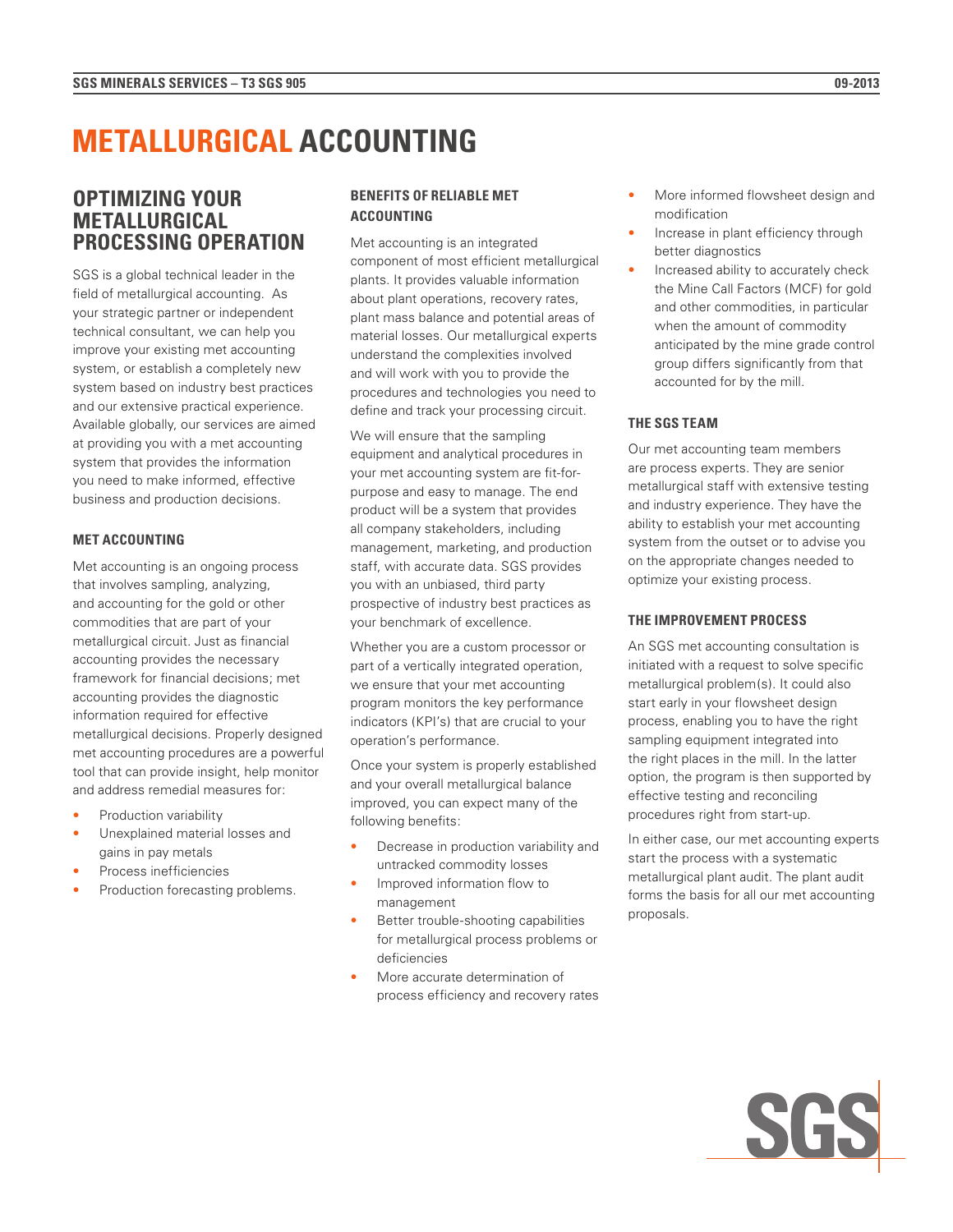# METALLURGICAL ACCOUNTING

## OPTIMIZING YOUR METALLURGICAL PROCESSING OPERATION

SGS is a global technical leader in the field of metallurgical accounting. As your strategic partner or independent technical consultant, we can help you improve your existing met accounting system, or establish a completely new system based on industry best practices and our extensive practical experience. Available globally, our services are aimed at providing you with a met accounting system that provides the information you need to make informed, effective business and production decisions.

### MET ACCOUNTING

Met accounting is an ongoing process that involves sampling, analyzing, and accounting for the gold or other commodities that are part of your metallurgical circuit. Just as financial accounting provides the necessary framework for financial decisions; met accounting provides the diagnostic information required for effective metallurgical decisions. Properly designed met accounting procedures are a powerful tool that can provide insight, help monitor and address remedial measures for:

- Production variability
- Unexplained material losses and gains in pay metals
- Process inefficiencies
- Production forecasting problems.

### BENEFITS OF RELIABLE MET ACCOUNTING

Met accounting is an integrated component of most efficient metallurgical plants. It provides valuable information about plant operations, recovery rates, plant mass balance and potential areas of material losses. Our metallurgical experts understand the complexities involved and will work with you to provide the procedures and technologies you need to define and track your processing circuit.

We will ensure that the sampling equipment and analytical procedures in your met accounting system are fit-for-purpose and easy to manage. The end product will be a system that provides all company stakeholders, including management, marketing, and production staff, with accurate data. SGS provides you with an unbiased, third party prospective of industry best practices as your benchmark of excellence.

Whether you are a custom processor or part of a vertically integrated operation, we ensure that your met accounting program monitors the key performance indicators (KPI's) that are crucial to your operation's performance.

Once your system is properly established and your overall metallurgical balance improved, you can expect many of the following benefits:

- Decrease in production variability and untracked commodity losses
- Improved information flow to management
- Better trouble-shooting capabilities for metallurgical process problems or deficiencies
- More accurate determination of process efficiency and recovery rates
- More informed flowsheet design and modification
- Increase in plant efficiency through better diagnostics
- Increased ability to accurately check the Mine Call Factors (MCF) for gold and other commodities, in particular when the amount of commodity anticipated by the mine grade control group differs significantly from that accounted for by the mill.

### THE SGS TEAM

Our met accounting team members are process experts. They are senior metallurgical staff with extensive testing and industry experience. They have the ability to establish your met accounting system from the outset or to advise you on the appropriate changes needed to optimize your existing process.

### THE IMPROVEMENT PROCESS

An SGS met accounting consultation is initiated with a request to solve specific metallurgical problem(s). It could also start early in your flowsheet design process, enabling you to have the right sampling equipment integrated into the right places in the mill. In the latter option, the program is then supported by effective testing and reconciling procedures right from start-up.

In either case, our met accounting experts start the process with a systematic metallurgical plant audit. The plant audit forms the basis for all our met accounting proposals.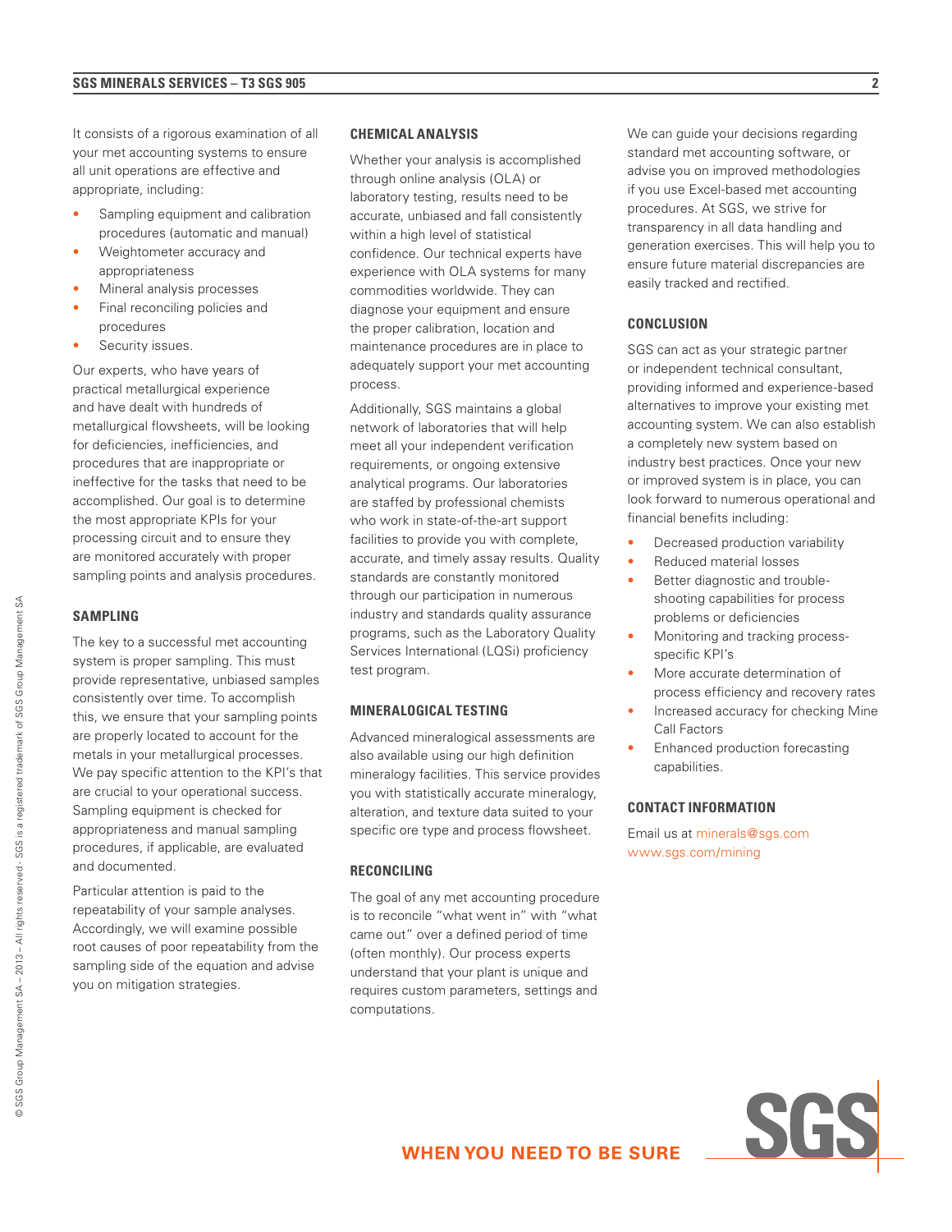It consists of a rigorous examination of all your met accounting systems to ensure all unit operations are effective and appropriate, including:

- Sampling equipment and calibration procedures (automatic and manual)
- Weightometer accuracy and appropriateness
- Mineral analysis processes
- Final reconciling policies and procedures
- Security issues.

Our experts, who have years of practical metallurgical experience and have dealt with hundreds of metallurgical flowsheets, will be looking for deficiencies, inefficiencies, and procedures that are inappropriate or ineffective for the tasks that need to be accomplished. Our goal is to determine the most appropriate KPIs for your processing circuit and to ensure they are monitored accurately with proper sampling points and analysis procedures.

## SAMPLING

The key to a successful met accounting system is proper sampling. This must provide representative, unbiased samples consistently over time. To accomplish this, we ensure that your sampling points are properly located to account for the metals in your metallurgical processes. We pay specific attention to the KPI's that are crucial to your operational success. Sampling equipment is checked for appropriateness and manual sampling procedures, if applicable, are evaluated and documented.

Particular attention is paid to the repeatability of your sample analyses. Accordingly, we will examine possible root causes of poor repeatability from the sampling side of the equation and advise you on mitigation strategies.

## CHEMICAL ANALYSIS

Whether your analysis is accomplished through online analysis (OLA) or laboratory testing, results need to be accurate, unbiased and fall consistently within a high level of statistical confidence. Our technical experts have experience with OLA systems for many commodities worldwide. They can diagnose your equipment and ensure the proper calibration, location and maintenance procedures are in place to adequately support your met accounting process.

Additionally, SGS maintains a global network of laboratories that will help meet all your independent verification requirements, or ongoing extensive analytical programs. Our laboratories are staffed by professional chemists who work in state-of-the-art support facilities to provide you with complete, accurate, and timely assay results. Quality standards are constantly monitored through our participation in numerous industry and standards quality assurance programs, such as the Laboratory Quality Services International (LQSi) proficiency test program.

## MINERALOGICAL TESTING

Advanced mineralogical assessments are also available using our high definition mineralogy facilities. This service provides you with statistically accurate mineralogy, alteration, and texture data suited to your specific ore type and process flowsheet.

## RECONCILING

The goal of any met accounting procedure is to reconcile "what went in" with "what came out" over a defined period of time (often monthly). Our process experts understand that your plant is unique and requires custom parameters, settings and computations.

We can guide your decisions regarding standard met accounting software, or advise you on improved methodologies if you use Excel-based met accounting procedures. At SGS, we strive for transparency in all data handling and generation exercises. This will help you to ensure future material discrepancies are easily tracked and rectified.

## CONCLUSION

SGS can act as your strategic partner or independent technical consultant, providing informed and experience-based alternatives to improve your existing met accounting system. We can also establish a completely new system based on industry best practices. Once your new or improved system is in place, you can look forward to numerous operational and financial benefits including:

- Decreased production variability
- Reduced material losses
- Better diagnostic and trouble-shooting capabilities for process problems or deficiencies
- Monitoring and tracking process-specific KPI's
- More accurate determination of process efficiency and recovery rates
- Increased accuracy for checking Mine Call Factors
- Enhanced production forecasting capabilities.

## CONTACT INFORMATION

Email us at minerals@sgs.com
www.sgs.com/mining

© SGS Group Management SA – 2013 – All rights reserved - SGS is a registered trademark of SGS Group Management SA

WHEN YOU NEED TO BE SURE